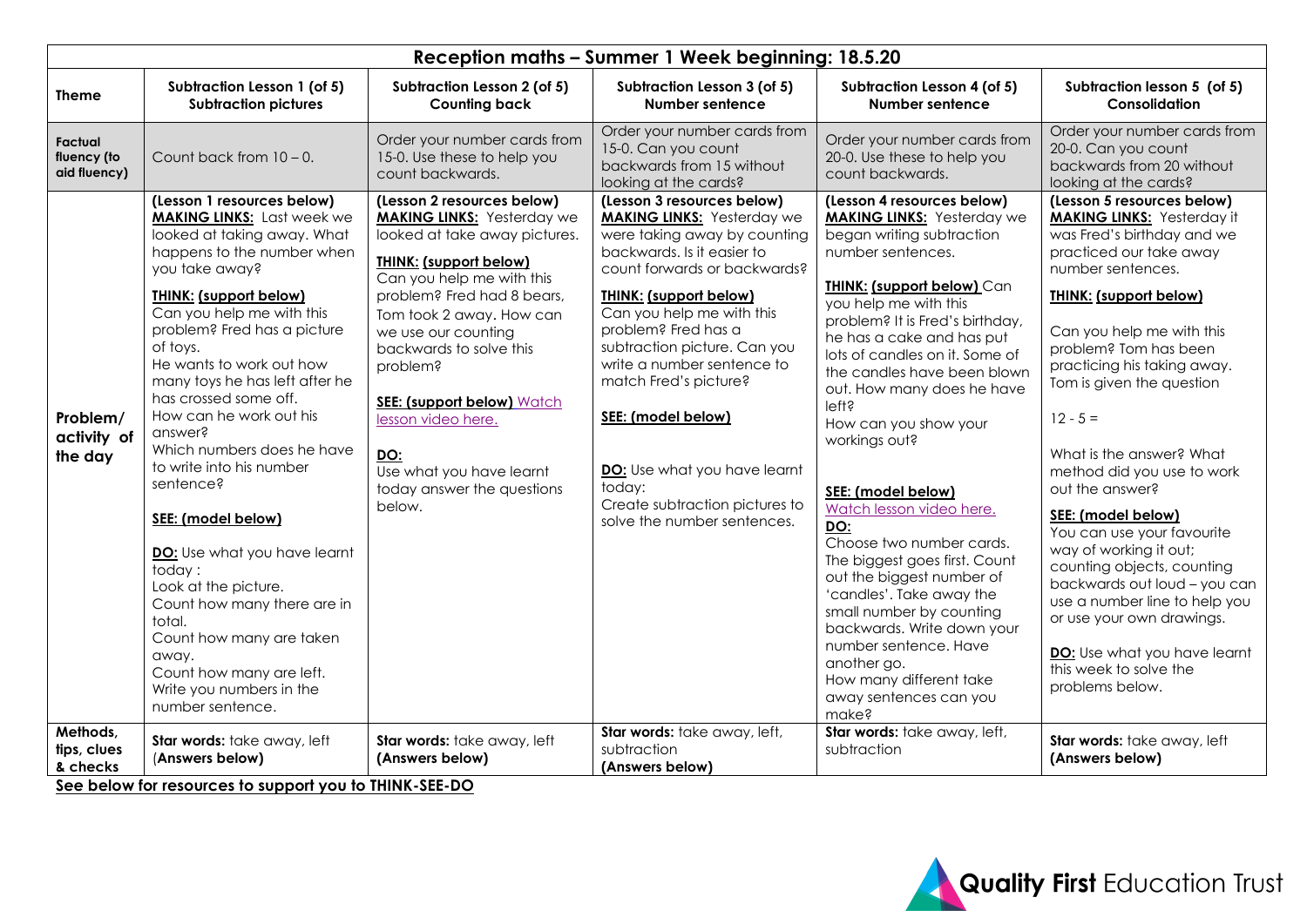| Reception maths – Summer 1 Week beginning: 18.5.20 | | | | | |
|---|---|---|---|---|---|
| **Theme** | **Subtraction Lesson 1 (of 5)** **Subtraction pictures** | **Subtraction Lesson 2 (of 5)** **Counting back** | **Subtraction Lesson 3 (of 5)** **Number sentence** | **Subtraction Lesson 4 (of 5)** **Number sentence** | **Subtraction lesson 5 (of 5)** **Consolidation** |
| **Factual fluency (to aid fluency)** | Count back from 10 – 0. | Order your number cards from 15-0. Use these to help you count backwards. | Order your number cards from 15-0. Can you count backwards from 15 without looking at the cards? | Order your number cards from 20-0. Use these to help you count backwards. | Order your number cards from 20-0. Can you count backwards from 20 without looking at the cards? |
| **Problem/ activity of the day** | **(Lesson 1 resources below)** **MAKING LINKS:** Last week we looked at taking away. What happens to the number when you take away? **THINK: (support below)** Can you help me with this problem? Fred has a picture of toys. He wants to work out how many toys he has left after he has crossed some off. How can he work out his answer? Which numbers does he have to write into his number sentence? **SEE: (model below)** **DO:** Use what you have learnt today : Look at the picture. Count how many there are in total. Count how many are taken away. Count how many are left. Write you numbers in the number sentence. | **(Lesson 2 resources below)** **MAKING LINKS:** Yesterday we looked at take away pictures. **THINK: (support below)** Can you help me with this problem? Fred had 8 bears, Tom took 2 away. How can we use our counting backwards to solve this problem? **SEE: (support below)** Watch lesson video here. **DO:** Use what you have learnt today answer the questions below. | **(Lesson 3 resources below)** **MAKING LINKS:** Yesterday we were taking away by counting backwards. Is it easier to count forwards or backwards? **THINK: (support below)** Can you help me with this problem? Fred has a subtraction picture. Can you write a number sentence to match Fred's picture? **SEE: (model below)** **DO:** Use what you have learnt today: Create subtraction pictures to solve the number sentences. | **(Lesson 4 resources below)** **MAKING LINKS:** Yesterday we began writing subtraction number sentences. **THINK: (support below)** Can you help me with this problem? It is Fred's birthday, he has a cake and has put lots of candles on it. Some of the candles have been blown out. How many does he have left? How can you show your workings out? **SEE: (model below)** Watch lesson video here. **DO:** Choose two number cards. The biggest goes first. Count out the biggest number of 'candles'. Take away the small number by counting backwards. Write down your number sentence. Have another go. How many different take away sentences can you make? | **(Lesson 5 resources below)** **MAKING LINKS:** Yesterday it was Fred's birthday and we practiced our take away number sentences. **THINK: (support below)** Can you help me with this problem? Tom has been practicing his taking away. Tom is given the question 12 - 5 = What is the answer? What method did you use to work out the answer? **SEE: (model below)** You can use your favourite way of working it out; counting objects, counting backwards out loud – you can use a number line to help you or use your own drawings. **DO:** Use what you have learnt this week to solve the problems below. |
| **Methods, tips, clues & checks** | **Star words:** take away, left (**Answers below)** | **Star words:** take away, left **(Answers below)** | **Star words:** take away, left, subtraction **(Answers below)** | **Star words:** take away, left, subtraction | **Star words:** take away, left **(Answers below)** |

**See below for resources to support you to THINK-SEE-DO**

Quality First Education Trust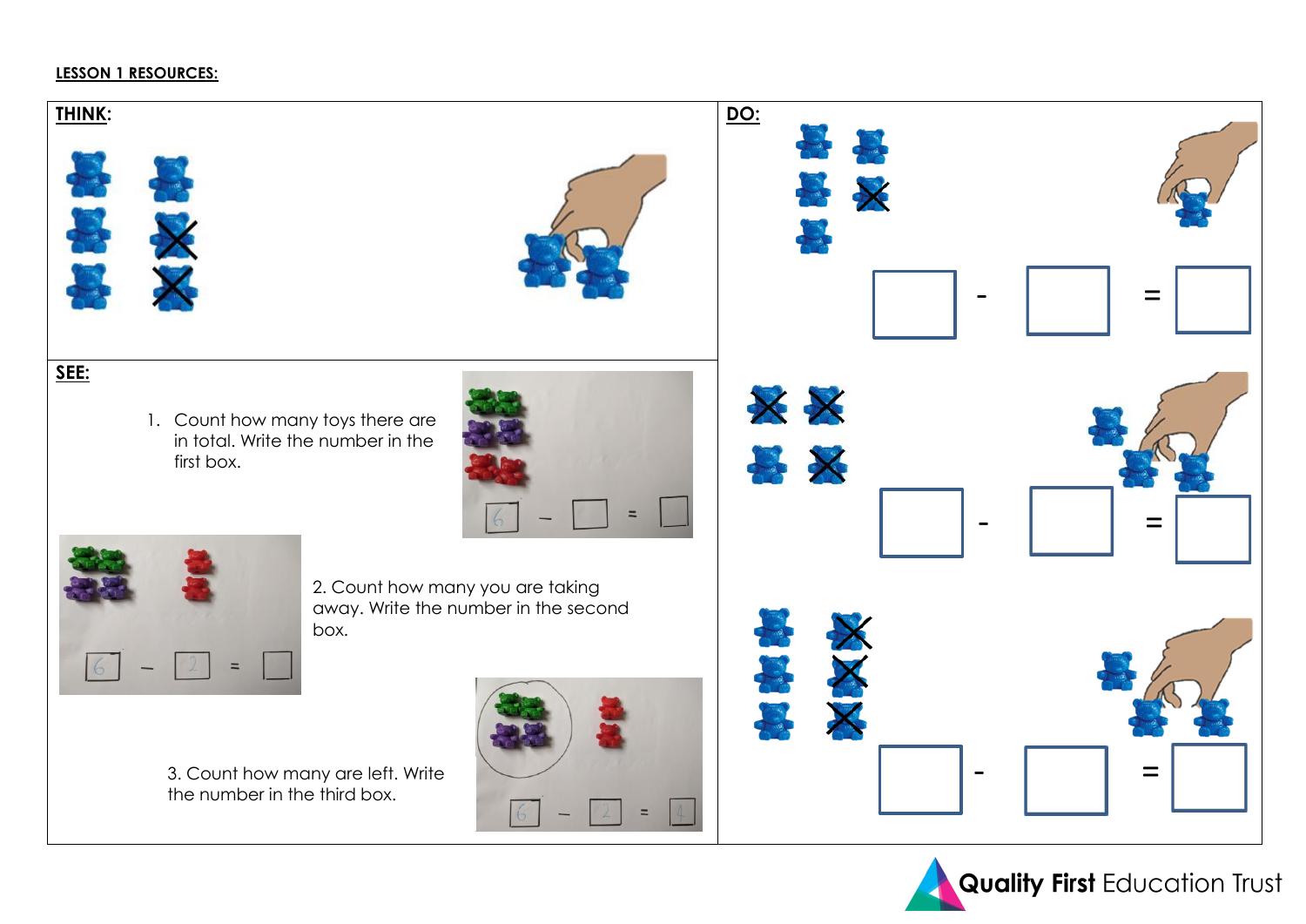**LESSON 1 RESOURCES:**

**THINK:**

**SEE:**

1. Count how many toys there are in total. Write the number in the first box.

6 - ☐ = ☐

6 - 2 = ☐

2. Count how many you are taking away. Write the number in the second box.

3. Count how many are left. Write the number in the third box.

6 - 2 = 4

**DO:**

☐ - ☐ = ☐

☐ - ☐ = ☐

☐ - ☐ = ☐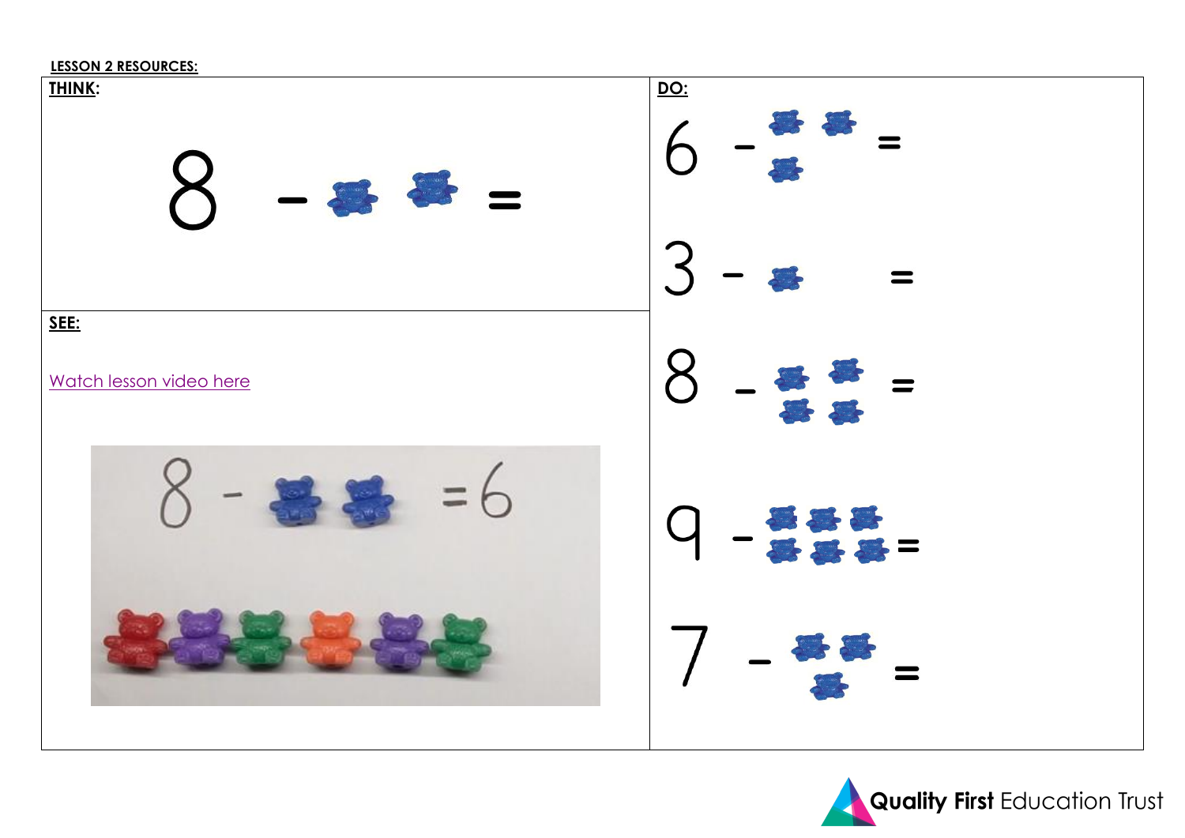**LESSON 2 RESOURCES:**

**THINK:**

8 −  =

**SEE:**

Watch lesson video here

8 −  = 6

**DO:**

6 −  =

3 −  =

8 −  =

9 −  =

7 −  =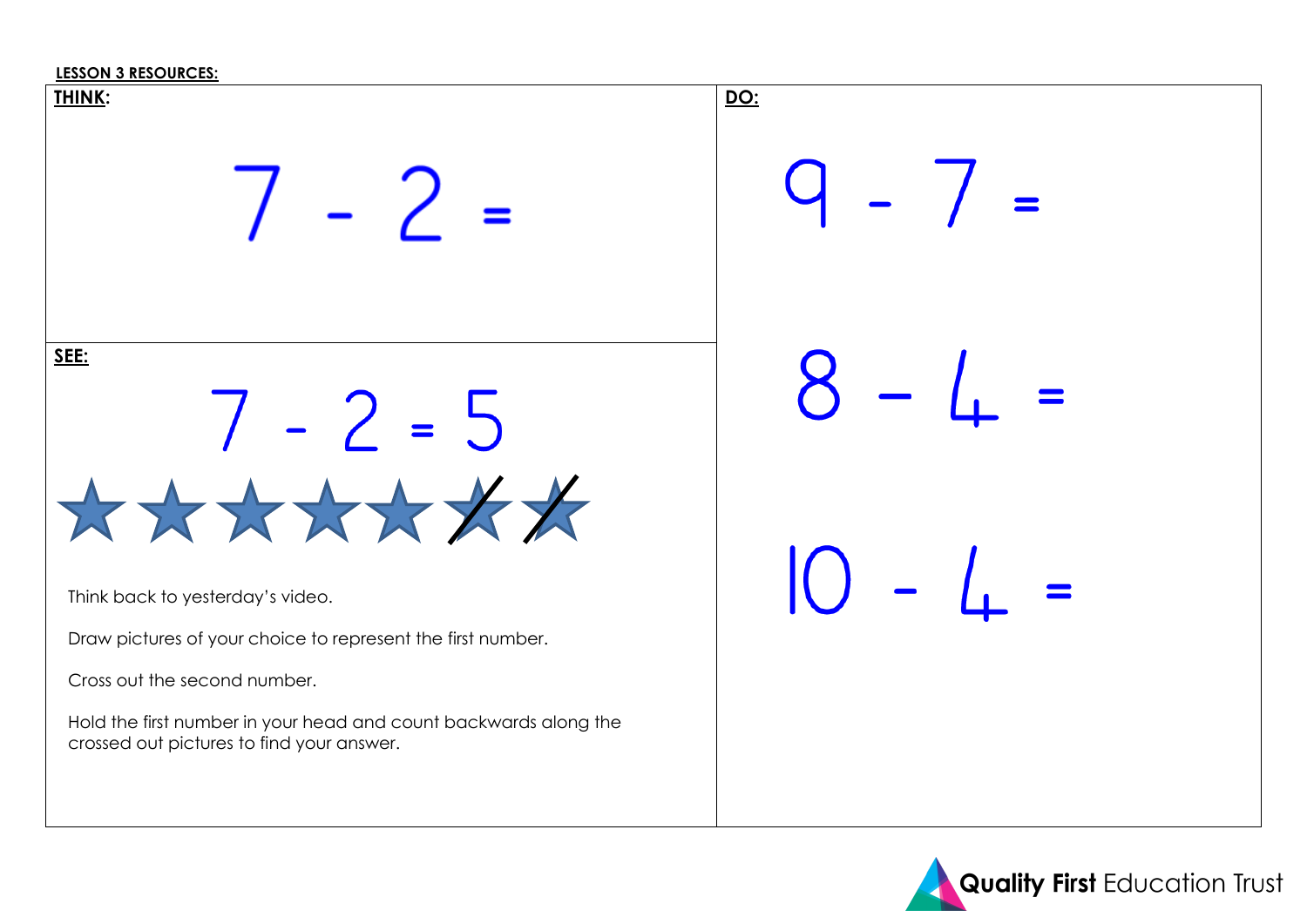**LESSON 3 RESOURCES:**

**THINK:**

$7 - 2 =$

**SEE:**

$7 - 2 = 5$

Think back to yesterday's video.

Draw pictures of your choice to represent the first number.

Cross out the second number.

Hold the first number in your head and count backwards along the crossed out pictures to find your answer.

**DO:**

$9 - 7 =$

$8 - 4 =$

$10 - 4 =$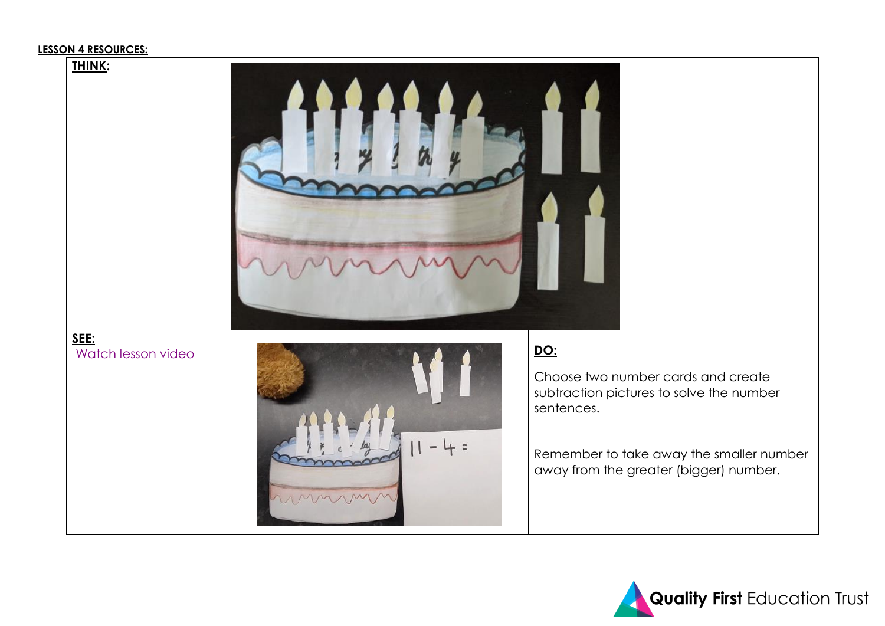**LESSON 4 RESOURCES:**

**THINK:**

**SEE:**

Watch lesson video

**DO:**

Choose two number cards and create subtraction pictures to solve the number sentences.

Remember to take away the smaller number away from the greater (bigger) number.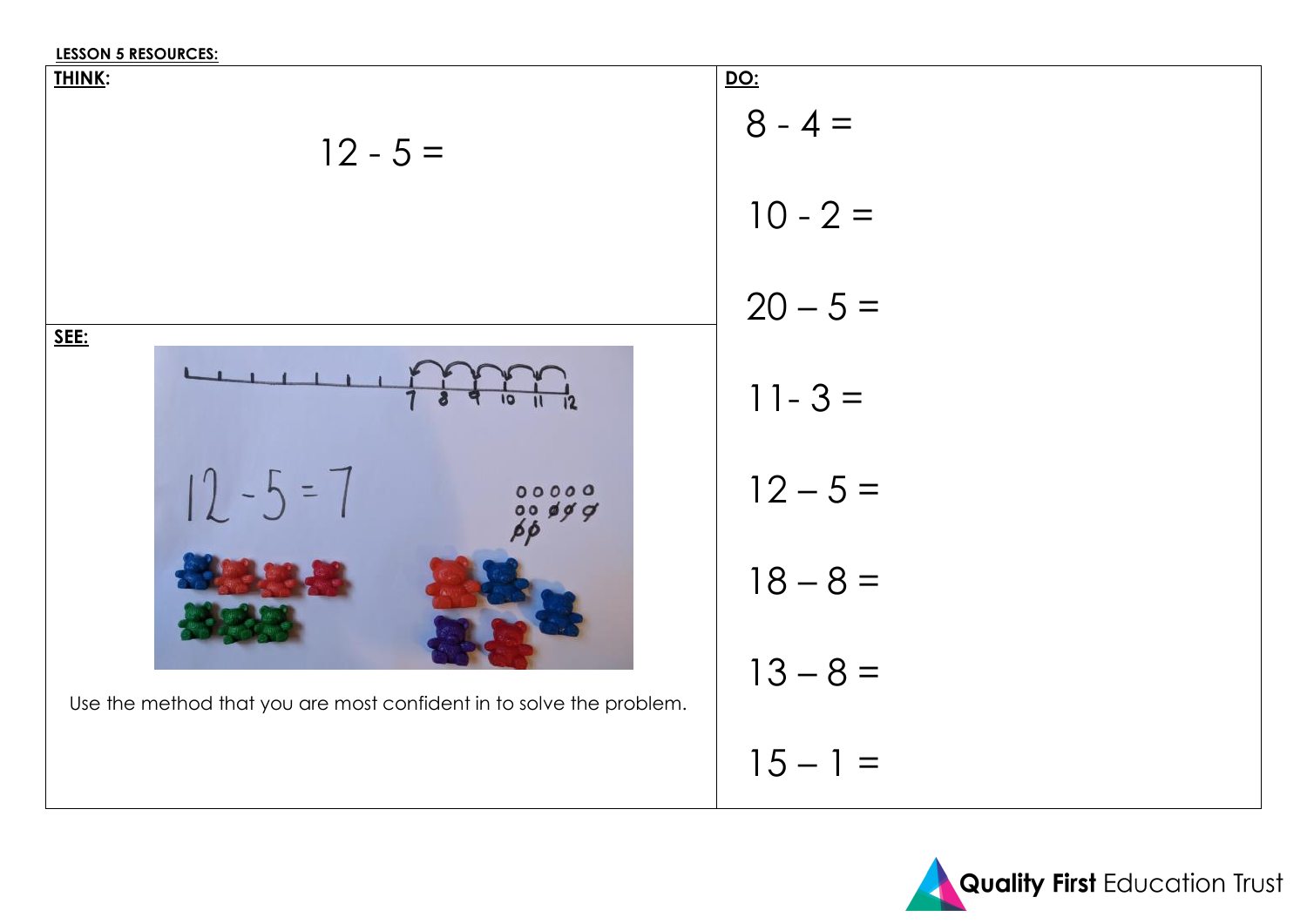**LESSON 5 RESOURCES:**

**THINK:**

$$12 - 5 =$$

**SEE:**

Use the method that you are most confident in to solve the problem.

**DO:**

$8 - 4 =$

$10 - 2 =$

$20 - 5 =$

$11 - 3 =$

$12 - 5 =$

$18 - 8 =$

$13 - 8 =$

$15 - 1 =$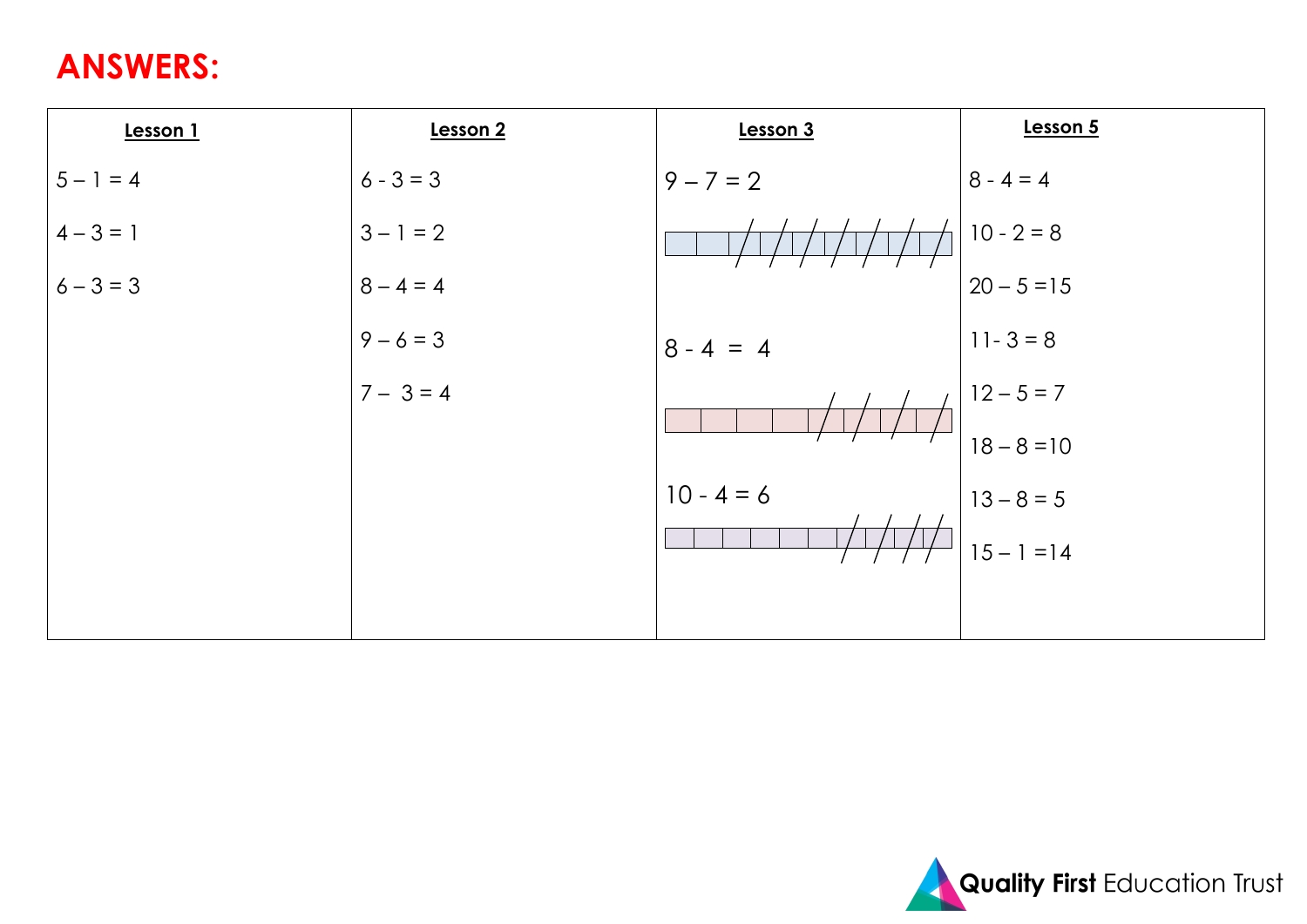# ANSWERS:

| Lesson 1 | Lesson 2 | Lesson 3 | Lesson 5 |
|---|---|---|---|
| 5 – 1 = 4 | 6 - 3 = 3 | 9 – 7 = 2 | 8 - 4 = 4 |
| 4 – 3 = 1 | 3 – 1 = 2 | 8 - 4 = 4 | 10 - 2 = 8 |
| 6 – 3 = 3 | 8 – 4 = 4 | 10 - 4 = 6 | 20 – 5 =15 |
| | 9 – 6 = 3 | | 11- 3 = 8 |
| | 7 – 3 = 4 | | 12 – 5 = 7 |
| | | | 18 – 8 =10 |
| | | | 13 – 8 = 5 |
| | | | 15 – 1 =14 |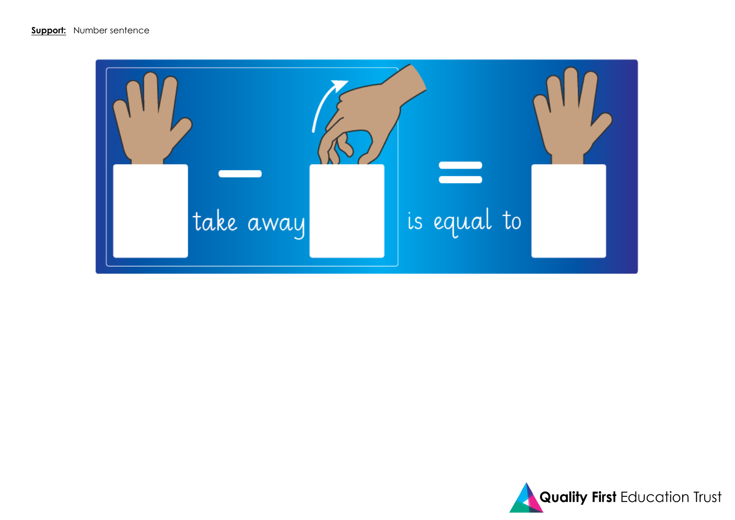**Support:** Number sentence

take away − is equal to =